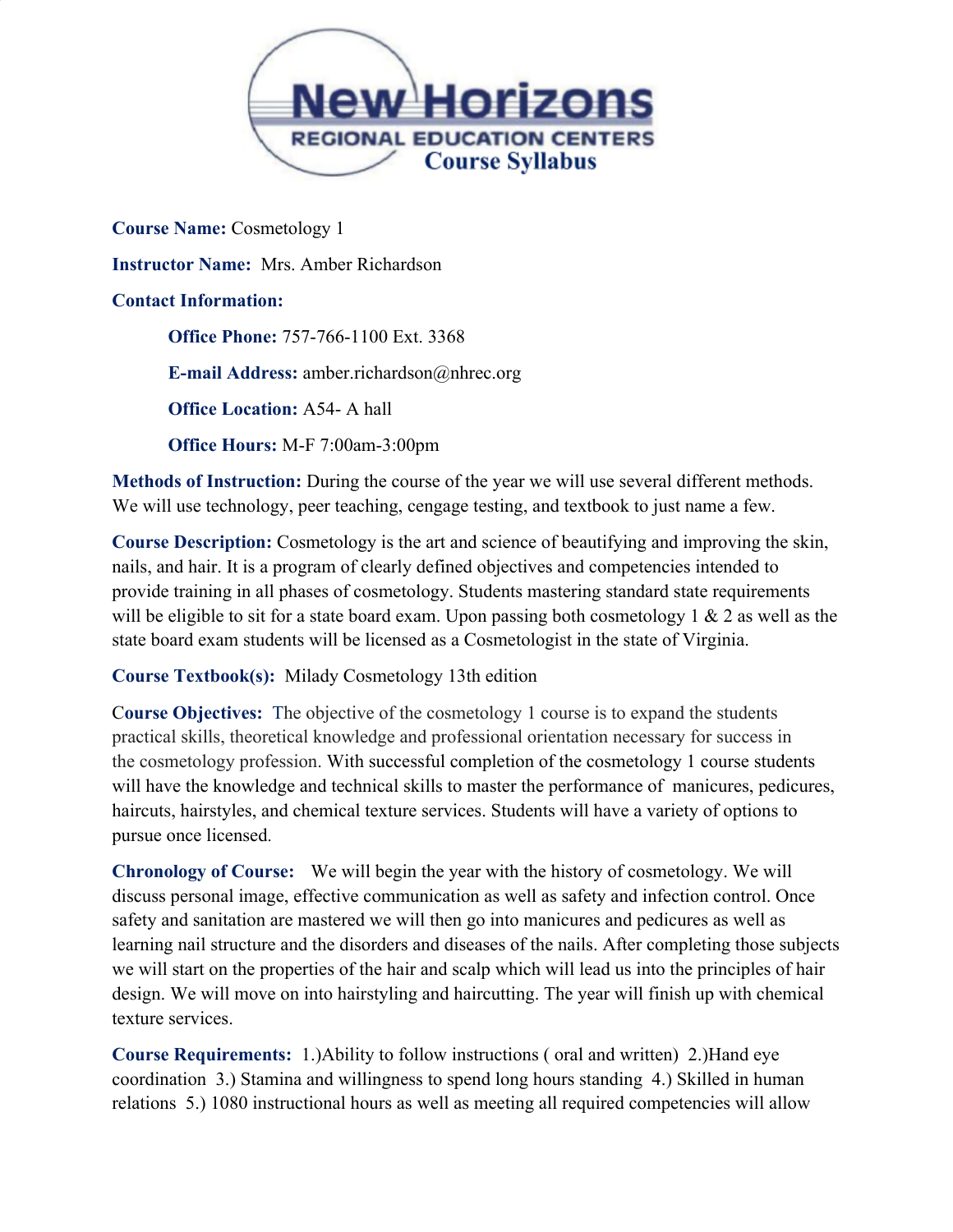# New Horizons Regional Education Centers Course Syllabus

**Course Name:** Cosmetology 1

**Instructor Name:** Mrs. Amber Richardson

**Contact Information:**

> **Office Phone:** 757-766-1100 Ext. 3368
>
> **E-mail Address:** amber.richardson@nhrec.org
>
> **Office Location:** A54- A hall
>
> **Office Hours:** M-F 7:00am-3:00pm

**Methods of Instruction:** During the course of the year we will use several different methods. We will use technology, peer teaching, cengage testing, and textbook to just name a few.

**Course Description:** Cosmetology is the art and science of beautifying and improving the skin, nails, and hair. It is a program of clearly defined objectives and competencies intended to provide training in all phases of cosmetology. Students mastering standard state requirements will be eligible to sit for a state board exam. Upon passing both cosmetology 1 & 2 as well as the state board exam students will be licensed as a Cosmetologist in the state of Virginia.

**Course Textbook(s):** Milady Cosmetology 13th edition

**Course Objectives:** The objective of the cosmetology 1 course is to expand the students practical skills, theoretical knowledge and professional orientation necessary for success in the cosmetology profession. With successful completion of the cosmetology 1 course students will have the knowledge and technical skills to master the performance of manicures, pedicures, haircuts, hairstyles, and chemical texture services. Students will have a variety of options to pursue once licensed.

**Chronology of Course:** We will begin the year with the history of cosmetology. We will discuss personal image, effective communication as well as safety and infection control. Once safety and sanitation are mastered we will then go into manicures and pedicures as well as learning nail structure and the disorders and diseases of the nails. After completing those subjects we will start on the properties of the hair and scalp which will lead us into the principles of hair design. We will move on into hairstyling and haircutting. The year will finish up with chemical texture services.

**Course Requirements:** 1.)Ability to follow instructions ( oral and written) 2.)Hand eye coordination 3.) Stamina and willingness to spend long hours standing 4.) Skilled in human relations 5.) 1080 instructional hours as well as meeting all required competencies will allow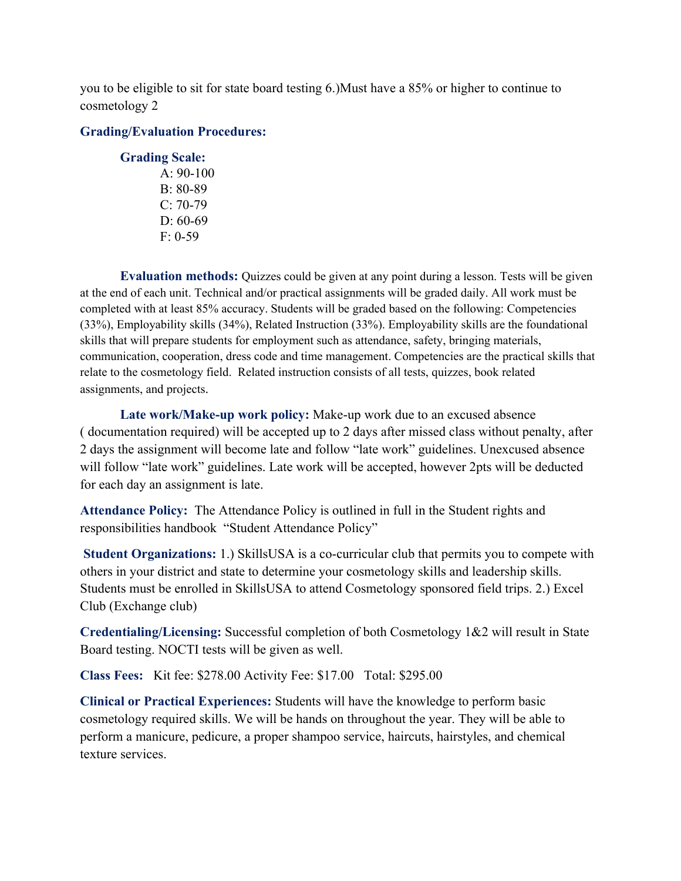you to be eligible to sit for state board testing 6.)Must have a 85% or higher to continue to cosmetology 2

**Grading/Evaluation Procedures:**

**Grading Scale:**

A: 90-100
B: 80-89
C: 70-79
D: 60-69
F: 0-59

**Evaluation methods:** Quizzes could be given at any point during a lesson. Tests will be given at the end of each unit. Technical and/or practical assignments will be graded daily. All work must be completed with at least 85% accuracy. Students will be graded based on the following: Competencies (33%), Employability skills (34%), Related Instruction (33%). Employability skills are the foundational skills that will prepare students for employment such as attendance, safety, bringing materials, communication, cooperation, dress code and time management. Competencies are the practical skills that relate to the cosmetology field. Related instruction consists of all tests, quizzes, book related assignments, and projects.

**Late work/Make-up work policy:** Make-up work due to an excused absence ( documentation required) will be accepted up to 2 days after missed class without penalty, after 2 days the assignment will become late and follow "late work" guidelines. Unexcused absence will follow "late work" guidelines. Late work will be accepted, however 2pts will be deducted for each day an assignment is late.

**Attendance Policy:** The Attendance Policy is outlined in full in the Student rights and responsibilities handbook "Student Attendance Policy"

**Student Organizations:** 1.) SkillsUSA is a co-curricular club that permits you to compete with others in your district and state to determine your cosmetology skills and leadership skills. Students must be enrolled in SkillsUSA to attend Cosmetology sponsored field trips. 2.) Excel Club (Exchange club)

**Credentialing/Licensing:** Successful completion of both Cosmetology 1&2 will result in State Board testing. NOCTI tests will be given as well.

**Class Fees:** Kit fee: $278.00 Activity Fee: $17.00 Total: $295.00

**Clinical or Practical Experiences:** Students will have the knowledge to perform basic cosmetology required skills. We will be hands on throughout the year. They will be able to perform a manicure, pedicure, a proper shampoo service, haircuts, hairstyles, and chemical texture services.